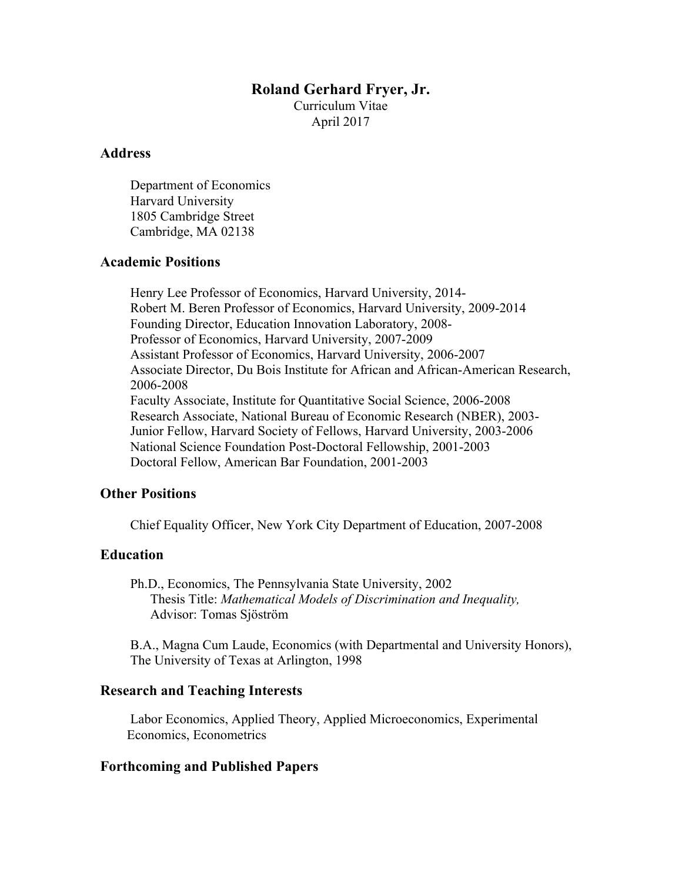# Roland Gerhard Fryer, Jr.

Curriculum Vitae
April 2017

## Address

Department of Economics
Harvard University
1805 Cambridge Street
Cambridge, MA 02138

## Academic Positions

Henry Lee Professor of Economics, Harvard University, 2014-
Robert M. Beren Professor of Economics, Harvard University, 2009-2014
Founding Director, Education Innovation Laboratory, 2008-
Professor of Economics, Harvard University, 2007-2009
Assistant Professor of Economics, Harvard University, 2006-2007
Associate Director, Du Bois Institute for African and African-American Research, 2006-2008
Faculty Associate, Institute for Quantitative Social Science, 2006-2008
Research Associate, National Bureau of Economic Research (NBER), 2003-
Junior Fellow, Harvard Society of Fellows, Harvard University, 2003-2006
National Science Foundation Post-Doctoral Fellowship, 2001-2003
Doctoral Fellow, American Bar Foundation, 2001-2003

## Other Positions

Chief Equality Officer, New York City Department of Education, 2007-2008

## Education

Ph.D., Economics, The Pennsylvania State University, 2002
Thesis Title: *Mathematical Models of Discrimination and Inequality,*
Advisor: Tomas Sjöström

B.A., Magna Cum Laude, Economics (with Departmental and University Honors), The University of Texas at Arlington, 1998

## Research and Teaching Interests

Labor Economics, Applied Theory, Applied Microeconomics, Experimental Economics, Econometrics

## Forthcoming and Published Papers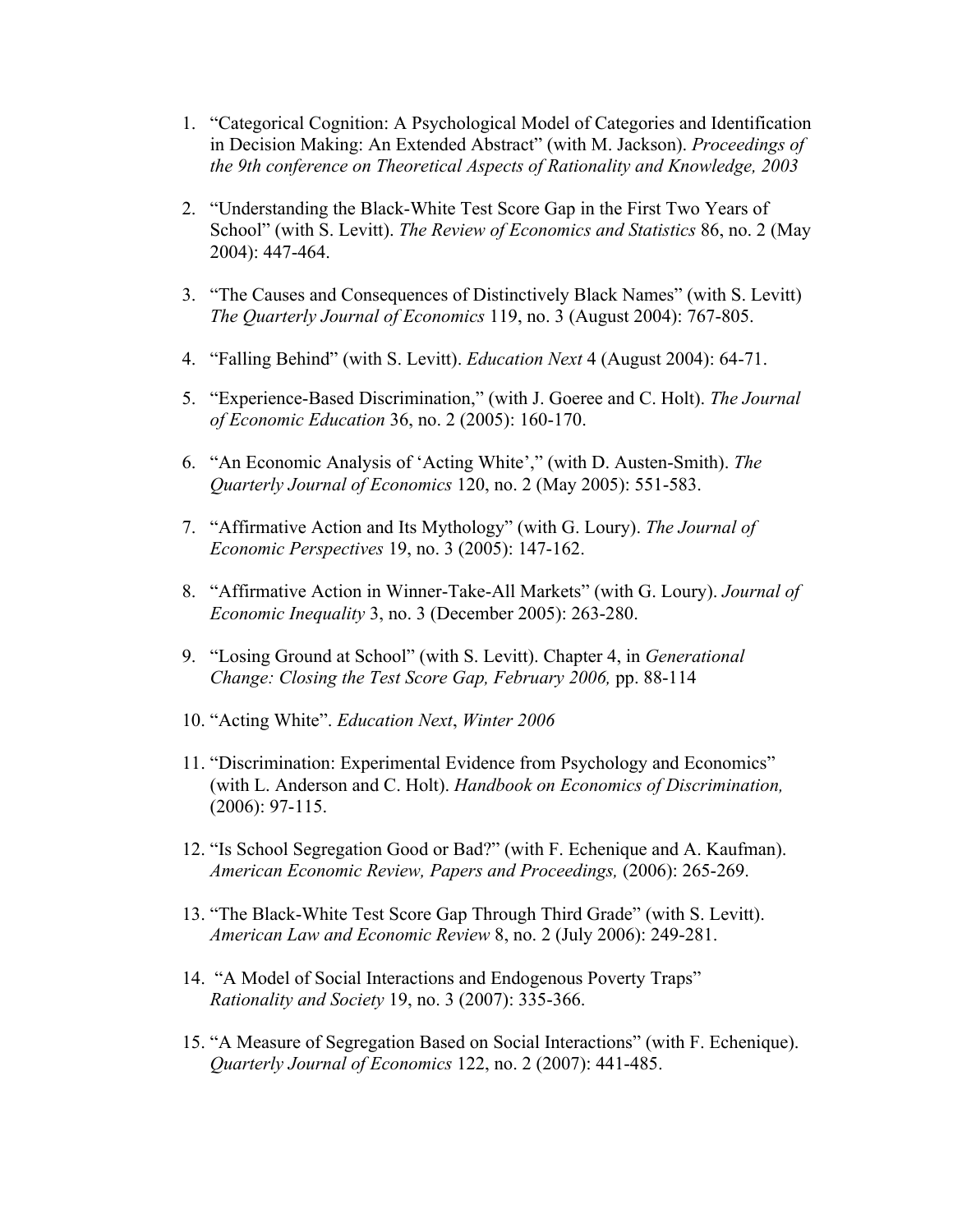1. "Categorical Cognition: A Psychological Model of Categories and Identification in Decision Making: An Extended Abstract" (with M. Jackson). *Proceedings of the 9th conference on Theoretical Aspects of Rationality and Knowledge, 2003*

2. "Understanding the Black-White Test Score Gap in the First Two Years of School" (with S. Levitt). *The Review of Economics and Statistics* 86, no. 2 (May 2004): 447-464.

3. "The Causes and Consequences of Distinctively Black Names" (with S. Levitt) *The Quarterly Journal of Economics* 119, no. 3 (August 2004): 767-805.

4. "Falling Behind" (with S. Levitt). *Education Next* 4 (August 2004): 64-71.

5. "Experience-Based Discrimination," (with J. Goeree and C. Holt). *The Journal of Economic Education* 36, no. 2 (2005): 160-170.

6. "An Economic Analysis of 'Acting White'," (with D. Austen-Smith). *The Quarterly Journal of Economics* 120, no. 2 (May 2005): 551-583.

7. "Affirmative Action and Its Mythology" (with G. Loury). *The Journal of Economic Perspectives* 19, no. 3 (2005): 147-162.

8. "Affirmative Action in Winner-Take-All Markets" (with G. Loury). *Journal of Economic Inequality* 3, no. 3 (December 2005): 263-280.

9. "Losing Ground at School" (with S. Levitt). Chapter 4, in *Generational Change: Closing the Test Score Gap, February 2006,* pp. 88-114

10. "Acting White". *Education Next*, *Winter 2006*

11. "Discrimination: Experimental Evidence from Psychology and Economics" (with L. Anderson and C. Holt). *Handbook on Economics of Discrimination,* (2006): 97-115.

12. "Is School Segregation Good or Bad?" (with F. Echenique and A. Kaufman). *American Economic Review, Papers and Proceedings,* (2006): 265-269.

13. "The Black-White Test Score Gap Through Third Grade" (with S. Levitt). *American Law and Economic Review* 8, no. 2 (July 2006): 249-281.

14. "A Model of Social Interactions and Endogenous Poverty Traps" *Rationality and Society* 19, no. 3 (2007): 335-366.

15. "A Measure of Segregation Based on Social Interactions" (with F. Echenique). *Quarterly Journal of Economics* 122, no. 2 (2007): 441-485.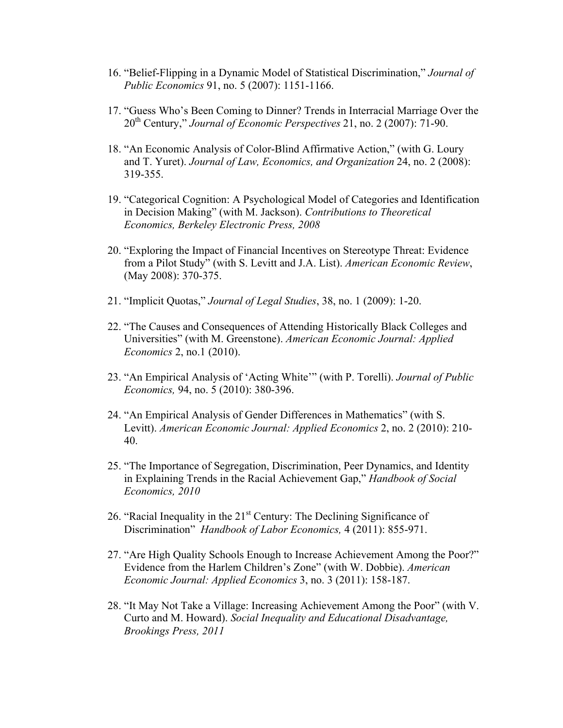16. "Belief-Flipping in a Dynamic Model of Statistical Discrimination," *Journal of Public Economics* 91, no. 5 (2007): 1151-1166.

17. "Guess Who's Been Coming to Dinner? Trends in Interracial Marriage Over the 20th Century," *Journal of Economic Perspectives* 21, no. 2 (2007): 71-90.

18. "An Economic Analysis of Color-Blind Affirmative Action," (with G. Loury and T. Yuret). *Journal of Law, Economics, and Organization* 24, no. 2 (2008): 319-355.

19. "Categorical Cognition: A Psychological Model of Categories and Identification in Decision Making" (with M. Jackson). *Contributions to Theoretical Economics, Berkeley Electronic Press, 2008*

20. "Exploring the Impact of Financial Incentives on Stereotype Threat: Evidence from a Pilot Study" (with S. Levitt and J.A. List). *American Economic Review*, (May 2008): 370-375.

21. "Implicit Quotas," *Journal of Legal Studies*, 38, no. 1 (2009): 1-20.

22. "The Causes and Consequences of Attending Historically Black Colleges and Universities" (with M. Greenstone). *American Economic Journal: Applied Economics* 2, no.1 (2010).

23. "An Empirical Analysis of 'Acting White'" (with P. Torelli). *Journal of Public Economics,* 94, no. 5 (2010): 380-396.

24. "An Empirical Analysis of Gender Differences in Mathematics" (with S. Levitt). *American Economic Journal: Applied Economics* 2, no. 2 (2010): 210-40.

25. "The Importance of Segregation, Discrimination, Peer Dynamics, and Identity in Explaining Trends in the Racial Achievement Gap," *Handbook of Social Economics, 2010*

26. "Racial Inequality in the 21st Century: The Declining Significance of Discrimination" *Handbook of Labor Economics,* 4 (2011): 855-971.

27. "Are High Quality Schools Enough to Increase Achievement Among the Poor?" Evidence from the Harlem Children's Zone" (with W. Dobbie). *American Economic Journal: Applied Economics* 3, no. 3 (2011): 158-187.

28. "It May Not Take a Village: Increasing Achievement Among the Poor" (with V. Curto and M. Howard). *Social Inequality and Educational Disadvantage, Brookings Press, 2011*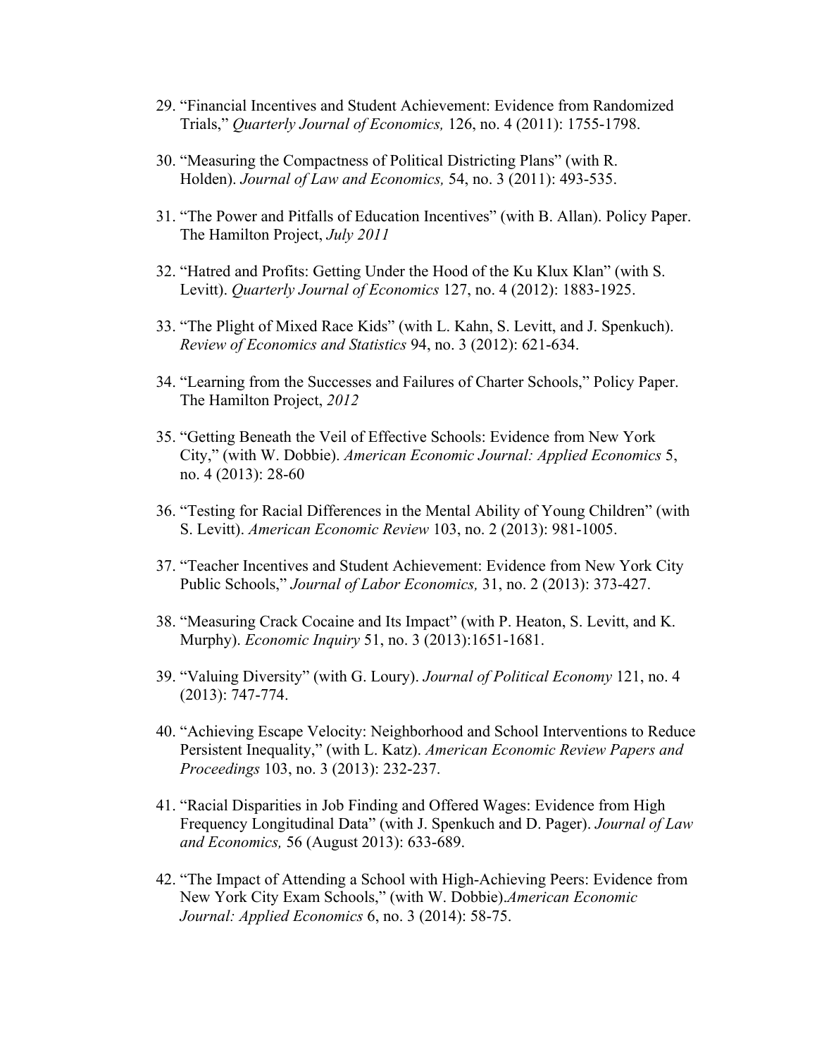29. "Financial Incentives and Student Achievement: Evidence from Randomized Trials," *Quarterly Journal of Economics,* 126, no. 4 (2011): 1755-1798.

30. "Measuring the Compactness of Political Districting Plans" (with R. Holden). *Journal of Law and Economics,* 54, no. 3 (2011): 493-535.

31. "The Power and Pitfalls of Education Incentives" (with B. Allan). Policy Paper. The Hamilton Project, *July 2011*

32. "Hatred and Profits: Getting Under the Hood of the Ku Klux Klan" (with S. Levitt). *Quarterly Journal of Economics* 127, no. 4 (2012): 1883-1925.

33. "The Plight of Mixed Race Kids" (with L. Kahn, S. Levitt, and J. Spenkuch). *Review of Economics and Statistics* 94, no. 3 (2012): 621-634.

34. "Learning from the Successes and Failures of Charter Schools," Policy Paper. The Hamilton Project, *2012*

35. "Getting Beneath the Veil of Effective Schools: Evidence from New York City," (with W. Dobbie). *American Economic Journal: Applied Economics* 5, no. 4 (2013): 28-60

36. "Testing for Racial Differences in the Mental Ability of Young Children" (with S. Levitt). *American Economic Review* 103, no. 2 (2013): 981-1005.

37. "Teacher Incentives and Student Achievement: Evidence from New York City Public Schools," *Journal of Labor Economics,* 31, no. 2 (2013): 373-427.

38. "Measuring Crack Cocaine and Its Impact" (with P. Heaton, S. Levitt, and K. Murphy). *Economic Inquiry* 51, no. 3 (2013):1651-1681.

39. "Valuing Diversity" (with G. Loury). *Journal of Political Economy* 121, no. 4 (2013): 747-774.

40. "Achieving Escape Velocity: Neighborhood and School Interventions to Reduce Persistent Inequality," (with L. Katz). *American Economic Review Papers and Proceedings* 103, no. 3 (2013): 232-237.

41. "Racial Disparities in Job Finding and Offered Wages: Evidence from High Frequency Longitudinal Data" (with J. Spenkuch and D. Pager). *Journal of Law and Economics,* 56 (August 2013): 633-689.

42. "The Impact of Attending a School with High-Achieving Peers: Evidence from New York City Exam Schools," (with W. Dobbie).*American Economic Journal: Applied Economics* 6, no. 3 (2014): 58-75.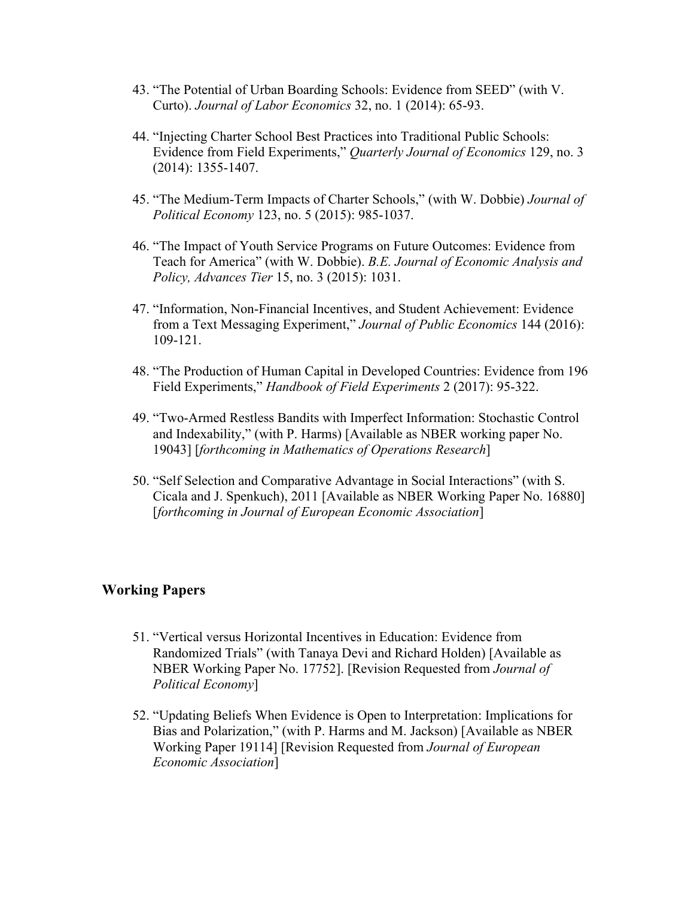43. "The Potential of Urban Boarding Schools: Evidence from SEED" (with V. Curto). *Journal of Labor Economics* 32, no. 1 (2014): 65-93.

44. "Injecting Charter School Best Practices into Traditional Public Schools: Evidence from Field Experiments," *Quarterly Journal of Economics* 129, no. 3 (2014): 1355-1407.

45. "The Medium-Term Impacts of Charter Schools," (with W. Dobbie) *Journal of Political Economy* 123, no. 5 (2015): 985-1037.

46. "The Impact of Youth Service Programs on Future Outcomes: Evidence from Teach for America" (with W. Dobbie). *B.E. Journal of Economic Analysis and Policy, Advances Tier* 15, no. 3 (2015): 1031.

47. "Information, Non-Financial Incentives, and Student Achievement: Evidence from a Text Messaging Experiment," *Journal of Public Economics* 144 (2016): 109-121.

48. "The Production of Human Capital in Developed Countries: Evidence from 196 Field Experiments," *Handbook of Field Experiments* 2 (2017): 95-322.

49. "Two-Armed Restless Bandits with Imperfect Information: Stochastic Control and Indexability," (with P. Harms) [Available as NBER working paper No. 19043] [*forthcoming in Mathematics of Operations Research*]

50. "Self Selection and Comparative Advantage in Social Interactions" (with S. Cicala and J. Spenkuch), 2011 [Available as NBER Working Paper No. 16880] [*forthcoming in Journal of European Economic Association*]

## Working Papers

51. "Vertical versus Horizontal Incentives in Education: Evidence from Randomized Trials" (with Tanaya Devi and Richard Holden) [Available as NBER Working Paper No. 17752]. [Revision Requested from *Journal of Political Economy*]

52. "Updating Beliefs When Evidence is Open to Interpretation: Implications for Bias and Polarization," (with P. Harms and M. Jackson) [Available as NBER Working Paper 19114] [Revision Requested from *Journal of European Economic Association*]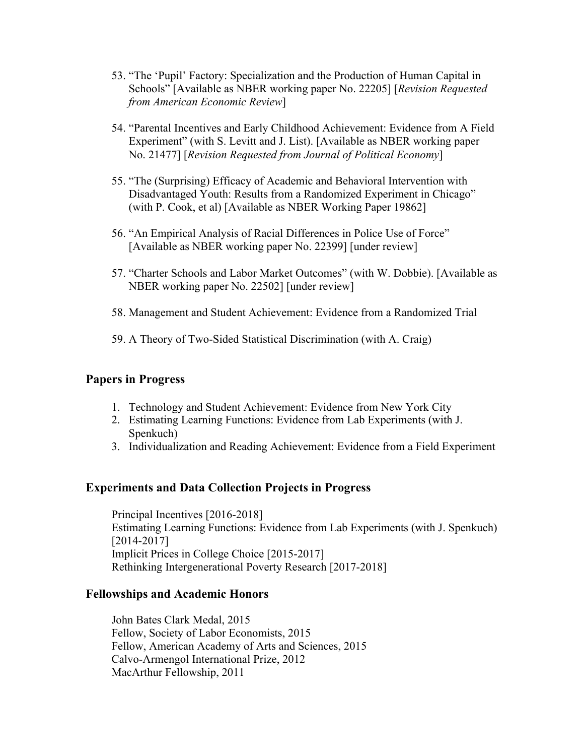53. "The 'Pupil' Factory: Specialization and the Production of Human Capital in Schools" [Available as NBER working paper No. 22205] [*Revision Requested from American Economic Review*]

54. "Parental Incentives and Early Childhood Achievement: Evidence from A Field Experiment" (with S. Levitt and J. List). [Available as NBER working paper No. 21477] [*Revision Requested from Journal of Political Economy*]

55. "The (Surprising) Efficacy of Academic and Behavioral Intervention with Disadvantaged Youth: Results from a Randomized Experiment in Chicago" (with P. Cook, et al) [Available as NBER Working Paper 19862]

56. "An Empirical Analysis of Racial Differences in Police Use of Force" [Available as NBER working paper No. 22399] [under review]

57. "Charter Schools and Labor Market Outcomes" (with W. Dobbie). [Available as NBER working paper No. 22502] [under review]

58. Management and Student Achievement: Evidence from a Randomized Trial

59. A Theory of Two-Sided Statistical Discrimination (with A. Craig)

## Papers in Progress

1. Technology and Student Achievement: Evidence from New York City
2. Estimating Learning Functions: Evidence from Lab Experiments (with J. Spenkuch)
3. Individualization and Reading Achievement: Evidence from a Field Experiment

## Experiments and Data Collection Projects in Progress

Principal Incentives [2016-2018]
Estimating Learning Functions: Evidence from Lab Experiments (with J. Spenkuch) [2014-2017]
Implicit Prices in College Choice [2015-2017]
Rethinking Intergenerational Poverty Research [2017-2018]

## Fellowships and Academic Honors

John Bates Clark Medal, 2015
Fellow, Society of Labor Economists, 2015
Fellow, American Academy of Arts and Sciences, 2015
Calvo-Armengol International Prize, 2012
MacArthur Fellowship, 2011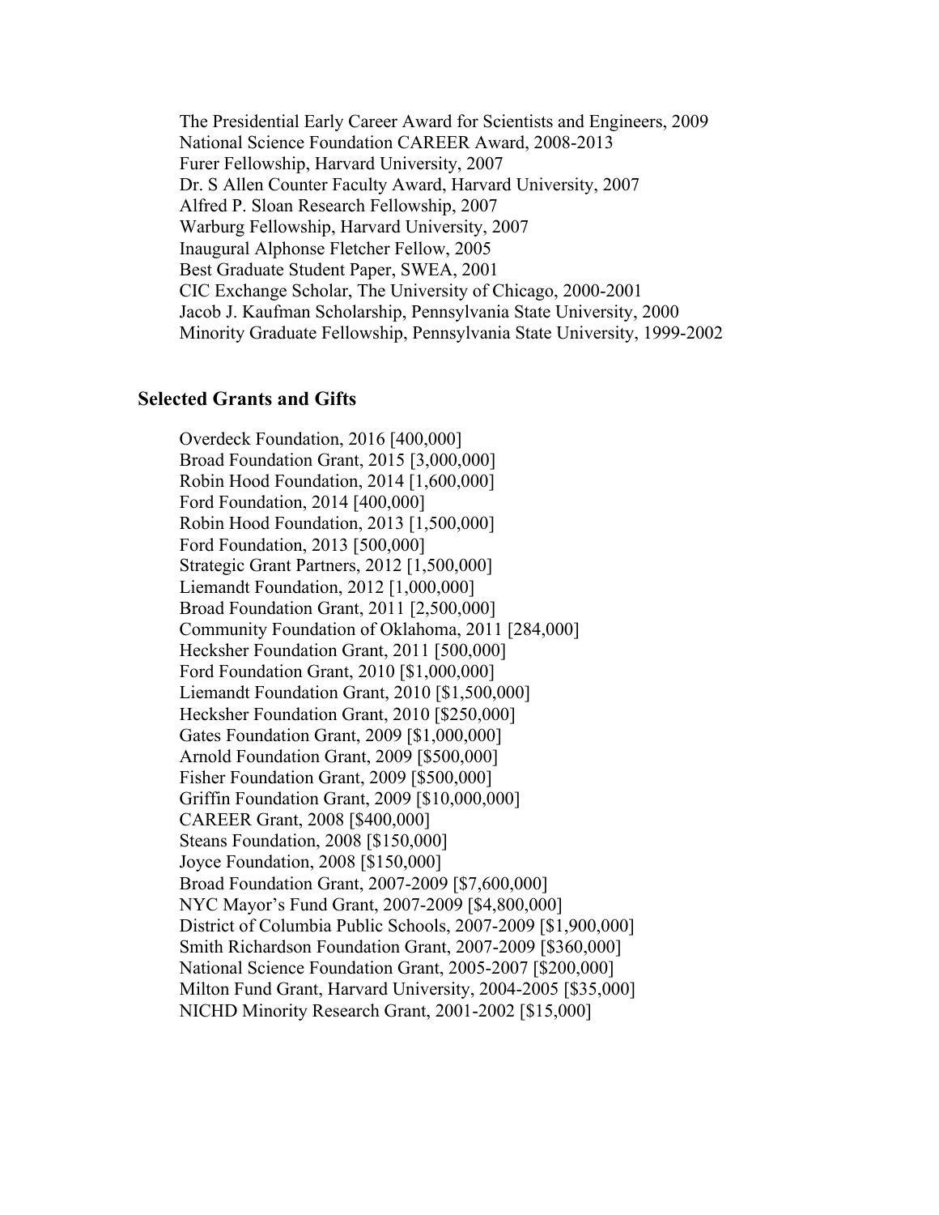The Presidential Early Career Award for Scientists and Engineers, 2009
National Science Foundation CAREER Award, 2008-2013
Furer Fellowship, Harvard University, 2007
Dr. S Allen Counter Faculty Award, Harvard University, 2007
Alfred P. Sloan Research Fellowship, 2007
Warburg Fellowship, Harvard University, 2007
Inaugural Alphonse Fletcher Fellow, 2005
Best Graduate Student Paper, SWEA, 2001
CIC Exchange Scholar, The University of Chicago, 2000-2001
Jacob J. Kaufman Scholarship, Pennsylvania State University, 2000
Minority Graduate Fellowship, Pennsylvania State University, 1999-2002

## Selected Grants and Gifts

Overdeck Foundation, 2016 [400,000]
Broad Foundation Grant, 2015 [3,000,000]
Robin Hood Foundation, 2014 [1,600,000]
Ford Foundation, 2014 [400,000]
Robin Hood Foundation, 2013 [1,500,000]
Ford Foundation, 2013 [500,000]
Strategic Grant Partners, 2012 [1,500,000]
Liemandt Foundation, 2012 [1,000,000]
Broad Foundation Grant, 2011 [2,500,000]
Community Foundation of Oklahoma, 2011 [284,000]
Hecksher Foundation Grant, 2011 [500,000]
Ford Foundation Grant, 2010 [$1,000,000]
Liemandt Foundation Grant, 2010 [$1,500,000]
Hecksher Foundation Grant, 2010 [$250,000]
Gates Foundation Grant, 2009 [$1,000,000]
Arnold Foundation Grant, 2009 [$500,000]
Fisher Foundation Grant, 2009 [$500,000]
Griffin Foundation Grant, 2009 [$10,000,000]
CAREER Grant, 2008 [$400,000]
Steans Foundation, 2008 [$150,000]
Joyce Foundation, 2008 [$150,000]
Broad Foundation Grant, 2007-2009 [$7,600,000]
NYC Mayor's Fund Grant, 2007-2009 [$4,800,000]
District of Columbia Public Schools, 2007-2009 [$1,900,000]
Smith Richardson Foundation Grant, 2007-2009 [$360,000]
National Science Foundation Grant, 2005-2007 [$200,000]
Milton Fund Grant, Harvard University, 2004-2005 [$35,000]
NICHD Minority Research Grant, 2001-2002 [$15,000]